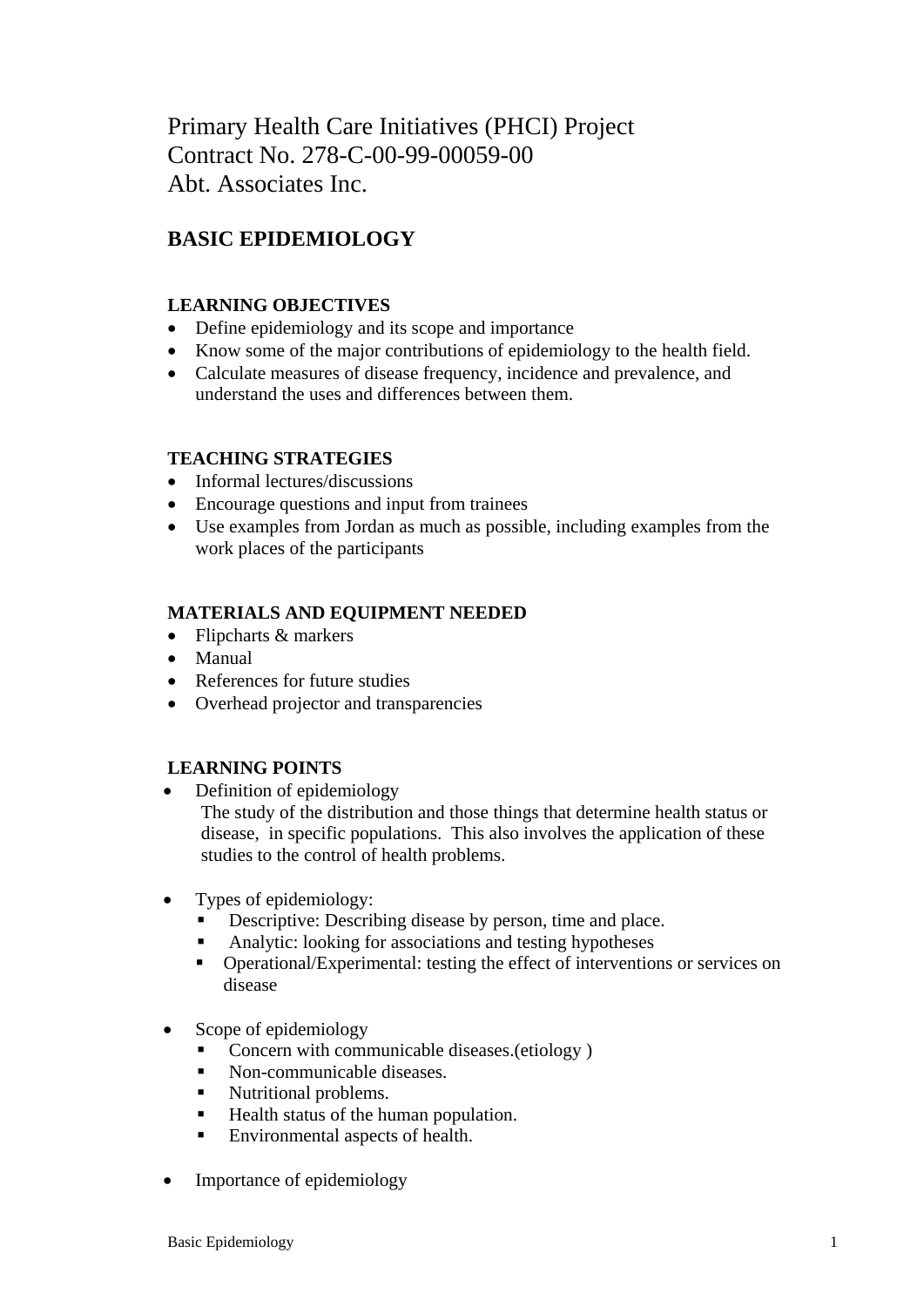Primary Health Care Initiatives (PHCI) Project
Contract No. 278-C-00-99-00059-00
Abt. Associates Inc.

# BASIC EPIDEMIOLOGY

## LEARNING OBJECTIVES

- Define epidemiology and its scope and importance
- Know some of the major contributions of epidemiology to the health field.
- Calculate measures of disease frequency, incidence and prevalence, and understand the uses and differences between them.

## TEACHING STRATEGIES

- Informal lectures/discussions
- Encourage questions and input from trainees
- Use examples from Jordan as much as possible, including examples from the work places of the participants

## MATERIALS AND EQUIPMENT NEEDED

- Flipcharts & markers
- Manual
- References for future studies
- Overhead projector and transparencies

## LEARNING POINTS

- Definition of epidemiology
  The study of the distribution and those things that determine health status or disease, in specific populations. This also involves the application of these studies to the control of health problems.

- Types of epidemiology:
  - Descriptive: Describing disease by person, time and place.
  - Analytic: looking for associations and testing hypotheses
  - Operational/Experimental: testing the effect of interventions or services on disease

- Scope of epidemiology
  - Concern with communicable diseases.(etiology )
  - Non-communicable diseases.
  - Nutritional problems.
  - Health status of the human population.
  - Environmental aspects of health.

- Importance of epidemiology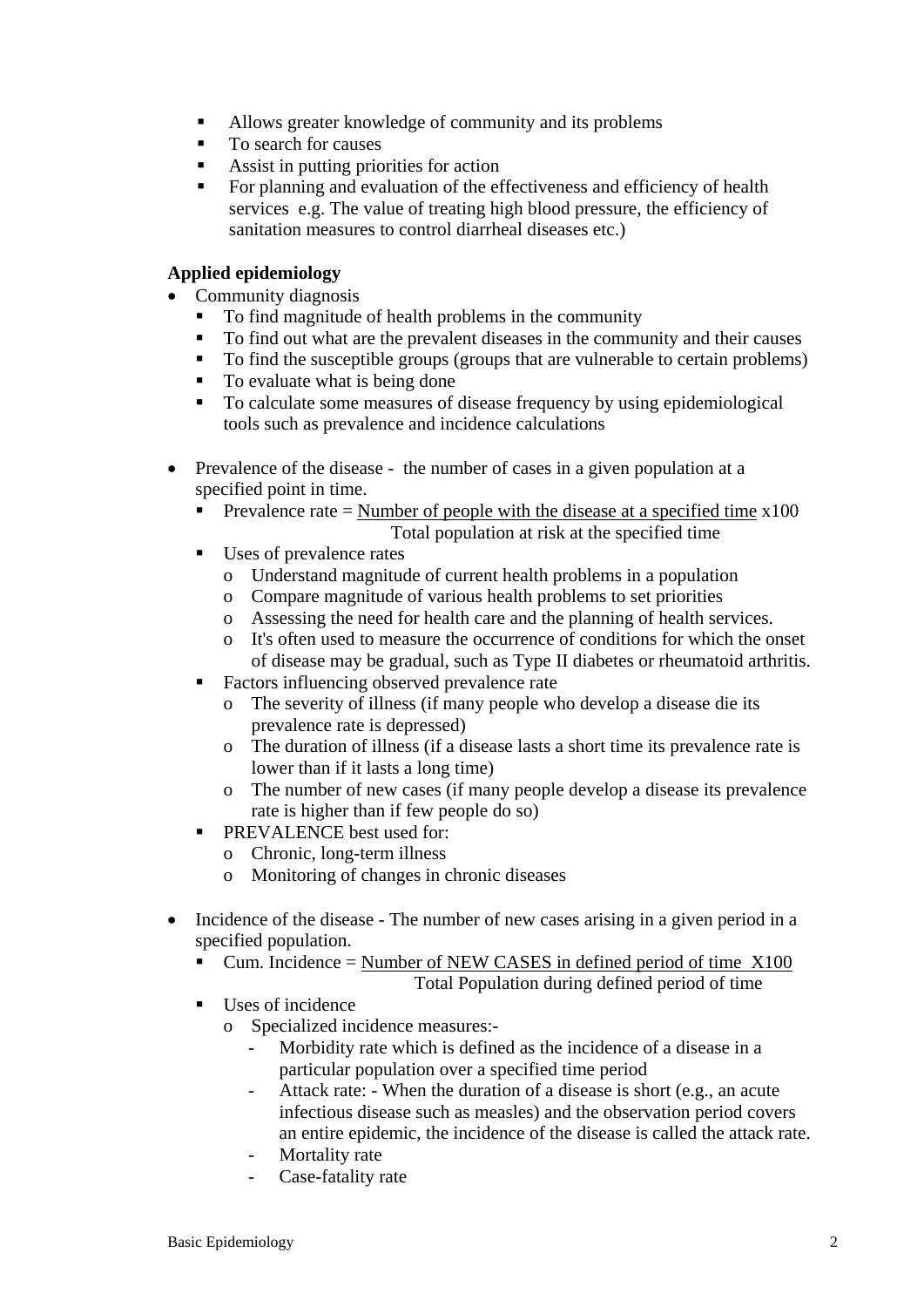- Allows greater knowledge of community and its problems
- To search for causes
- Assist in putting priorities for action
- For planning and evaluation of the effectiveness and efficiency of health services e.g. The value of treating high blood pressure, the efficiency of sanitation measures to control diarrheal diseases etc.)

**Applied epidemiology**

- Community diagnosis
  - To find magnitude of health problems in the community
  - To find out what are the prevalent diseases in the community and their causes
  - To find the susceptible groups (groups that are vulnerable to certain problems)
  - To evaluate what is being done
  - To calculate some measures of disease frequency by using epidemiological tools such as prevalence and incidence calculations

- Prevalence of the disease - the number of cases in a given population at a specified point in time.
  - Prevalence rate = $\frac{\text{Number of people with the disease at a specified time}}{\text{Total population at risk at the specified time}} \times 100$
  - Uses of prevalence rates
    - Understand magnitude of current health problems in a population
    - Compare magnitude of various health problems to set priorities
    - Assessing the need for health care and the planning of health services.
    - It's often used to measure the occurrence of conditions for which the onset of disease may be gradual, such as Type II diabetes or rheumatoid arthritis.
  - Factors influencing observed prevalence rate
    - The severity of illness (if many people who develop a disease die its prevalence rate is depressed)
    - The duration of illness (if a disease lasts a short time its prevalence rate is lower than if it lasts a long time)
    - The number of new cases (if many people develop a disease its prevalence rate is higher than if few people do so)
  - PREVALENCE best used for:
    - Chronic, long-term illness
    - Monitoring of changes in chronic diseases

- Incidence of the disease - The number of new cases arising in a given period in a specified population.
  - Cum. Incidence = $\frac{\text{Number of NEW CASES in defined period of time}}{\text{Total Population during defined period of time}} \times 100$
  - Uses of incidence
    - Specialized incidence measures:-
      - Morbidity rate which is defined as the incidence of a disease in a particular population over a specified time period
      - Attack rate: - When the duration of a disease is short (e.g., an acute infectious disease such as measles) and the observation period covers an entire epidemic, the incidence of the disease is called the attack rate.
      - Mortality rate
      - Case-fatality rate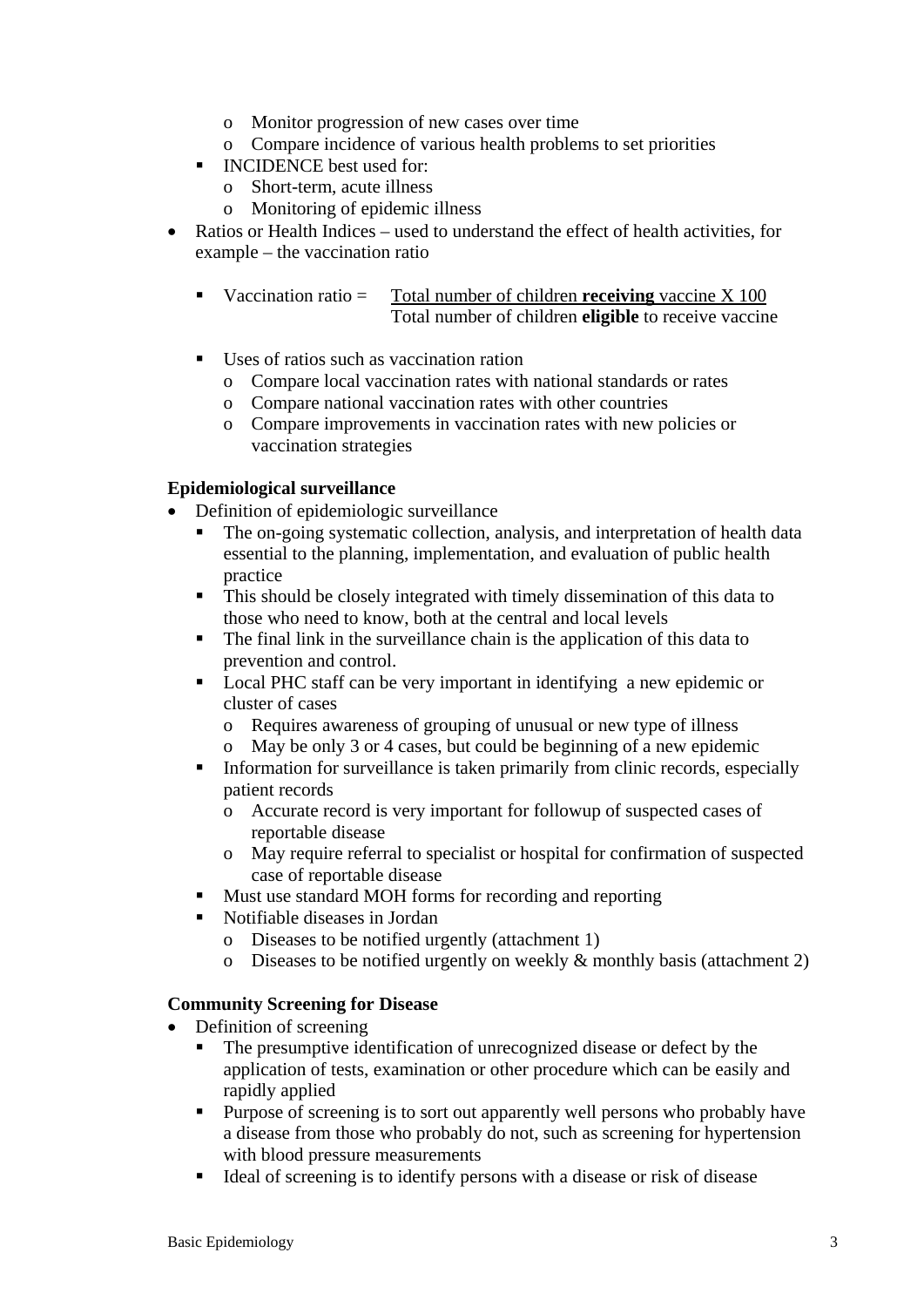- Monitor progression of new cases over time
    - Compare incidence of various health problems to set priorities
  - INCIDENCE best used for:
    - Short-term, acute illness
    - Monitoring of epidemic illness
- Ratios or Health Indices – used to understand the effect of health activities, for example – the vaccination ratio

  - Vaccination ratio = $\dfrac{\text{Total number of children } \textbf{receiving} \text{ vaccine X 100}}{\text{Total number of children } \textbf{eligible} \text{ to receive vaccine}}$

  - Uses of ratios such as vaccination ration
    - Compare local vaccination rates with national standards or rates
    - Compare national vaccination rates with other countries
    - Compare improvements in vaccination rates with new policies or vaccination strategies

**Epidemiological surveillance**

- Definition of epidemiologic surveillance
  - The on-going systematic collection, analysis, and interpretation of health data essential to the planning, implementation, and evaluation of public health practice
  - This should be closely integrated with timely dissemination of this data to those who need to know, both at the central and local levels
  - The final link in the surveillance chain is the application of this data to prevention and control.
  - Local PHC staff can be very important in identifying a new epidemic or cluster of cases
    - Requires awareness of grouping of unusual or new type of illness
    - May be only 3 or 4 cases, but could be beginning of a new epidemic
  - Information for surveillance is taken primarily from clinic records, especially patient records
    - Accurate record is very important for followup of suspected cases of reportable disease
    - May require referral to specialist or hospital for confirmation of suspected case of reportable disease
  - Must use standard MOH forms for recording and reporting
  - Notifiable diseases in Jordan
    - Diseases to be notified urgently (attachment 1)
    - Diseases to be notified urgently on weekly & monthly basis (attachment 2)

**Community Screening for Disease**

- Definition of screening
  - The presumptive identification of unrecognized disease or defect by the application of tests, examination or other procedure which can be easily and rapidly applied
  - Purpose of screening is to sort out apparently well persons who probably have a disease from those who probably do not, such as screening for hypertension with blood pressure measurements
  - Ideal of screening is to identify persons with a disease or risk of disease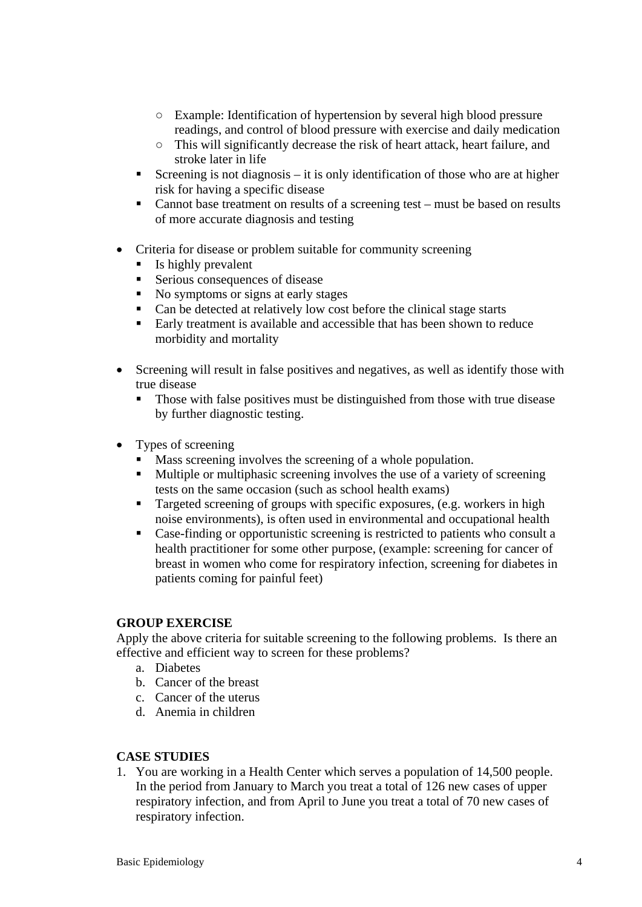- Example: Identification of hypertension by several high blood pressure readings, and control of blood pressure with exercise and daily medication
        - This will significantly decrease the risk of heart attack, heart failure, and stroke later in life
    - Screening is not diagnosis – it is only identification of those who are at higher risk for having a specific disease
    - Cannot base treatment on results of a screening test – must be based on results of more accurate diagnosis and testing

- Criteria for disease or problem suitable for community screening
    - Is highly prevalent
    - Serious consequences of disease
    - No symptoms or signs at early stages
    - Can be detected at relatively low cost before the clinical stage starts
    - Early treatment is available and accessible that has been shown to reduce morbidity and mortality

- Screening will result in false positives and negatives, as well as identify those with true disease
    - Those with false positives must be distinguished from those with true disease by further diagnostic testing.

- Types of screening
    - Mass screening involves the screening of a whole population.
    - Multiple or multiphasic screening involves the use of a variety of screening tests on the same occasion (such as school health exams)
    - Targeted screening of groups with specific exposures, (e.g. workers in high noise environments), is often used in environmental and occupational health
    - Case-finding or opportunistic screening is restricted to patients who consult a health practitioner for some other purpose, (example: screening for cancer of breast in women who come for respiratory infection, screening for diabetes in patients coming for painful feet)

**GROUP EXERCISE**

Apply the above criteria for suitable screening to the following problems. Is there an effective and efficient way to screen for these problems?

a. Diabetes
b. Cancer of the breast
c. Cancer of the uterus
d. Anemia in children

**CASE STUDIES**

1. You are working in a Health Center which serves a population of 14,500 people. In the period from January to March you treat a total of 126 new cases of upper respiratory infection, and from April to June you treat a total of 70 new cases of respiratory infection.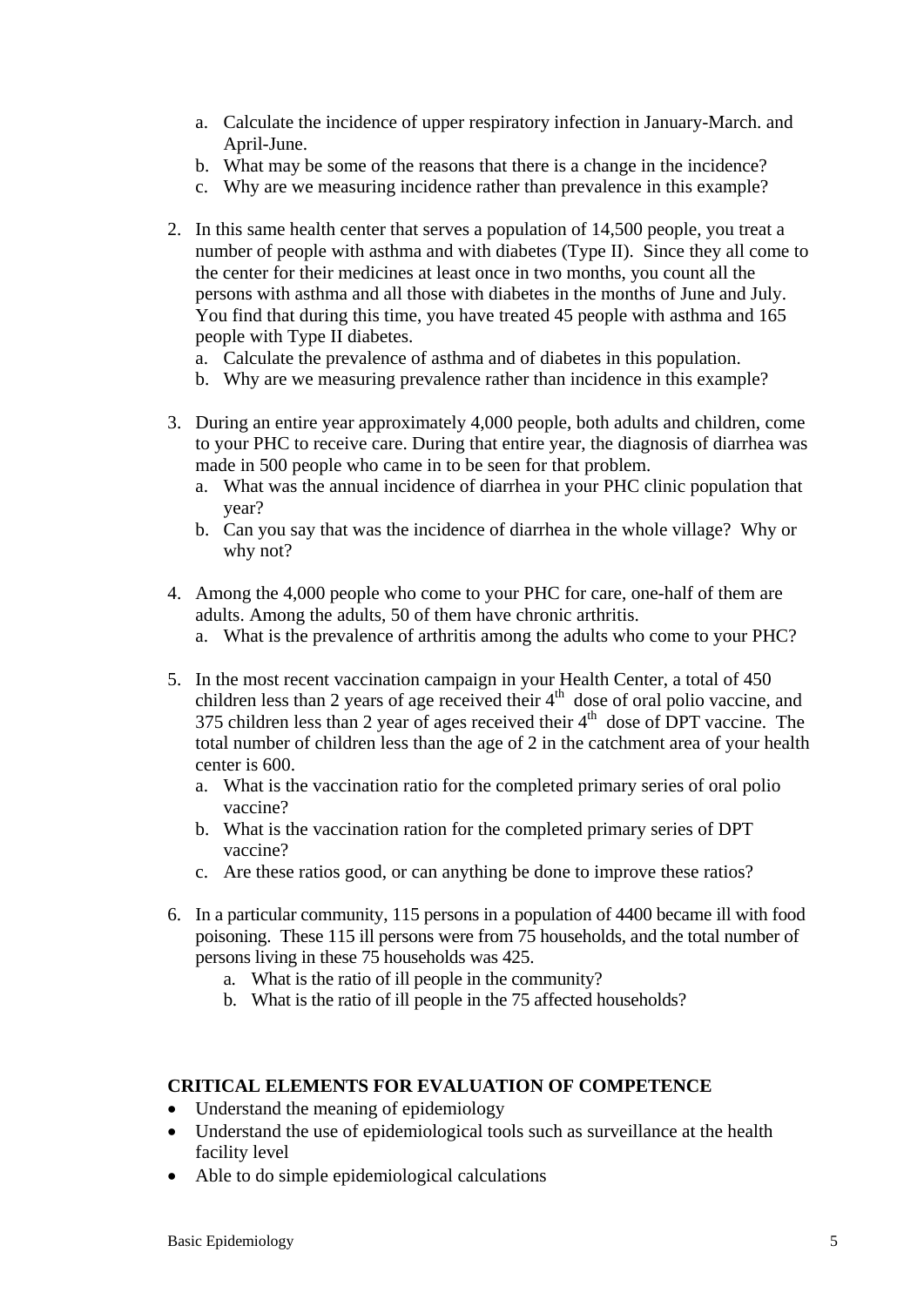a. Calculate the incidence of upper respiratory infection in January-March. and April-June.
   b. What may be some of the reasons that there is a change in the incidence?
   c. Why are we measuring incidence rather than prevalence in this example?

2. In this same health center that serves a population of 14,500 people, you treat a number of people with asthma and with diabetes (Type II). Since they all come to the center for their medicines at least once in two months, you count all the persons with asthma and all those with diabetes in the months of June and July. You find that during this time, you have treated 45 people with asthma and 165 people with Type II diabetes.
   a. Calculate the prevalence of asthma and of diabetes in this population.
   b. Why are we measuring prevalence rather than incidence in this example?

3. During an entire year approximately 4,000 people, both adults and children, come to your PHC to receive care. During that entire year, the diagnosis of diarrhea was made in 500 people who came in to be seen for that problem.
   a. What was the annual incidence of diarrhea in your PHC clinic population that year?
   b. Can you say that was the incidence of diarrhea in the whole village? Why or why not?

4. Among the 4,000 people who come to your PHC for care, one-half of them are adults. Among the adults, 50 of them have chronic arthritis.
   a. What is the prevalence of arthritis among the adults who come to your PHC?

5. In the most recent vaccination campaign in your Health Center, a total of 450 children less than 2 years of age received their 4$^{th}$ dose of oral polio vaccine, and 375 children less than 2 year of ages received their 4$^{th}$ dose of DPT vaccine. The total number of children less than the age of 2 in the catchment area of your health center is 600.
   a. What is the vaccination ratio for the completed primary series of oral polio vaccine?
   b. What is the vaccination ration for the completed primary series of DPT vaccine?
   c. Are these ratios good, or can anything be done to improve these ratios?

6. In a particular community, 115 persons in a population of 4400 became ill with food poisoning. These 115 ill persons were from 75 households, and the total number of persons living in these 75 households was 425.
   a. What is the ratio of ill people in the community?
   b. What is the ratio of ill people in the 75 affected households?

**CRITICAL ELEMENTS FOR EVALUATION OF COMPETENCE**

- Understand the meaning of epidemiology
- Understand the use of epidemiological tools such as surveillance at the health facility level
- Able to do simple epidemiological calculations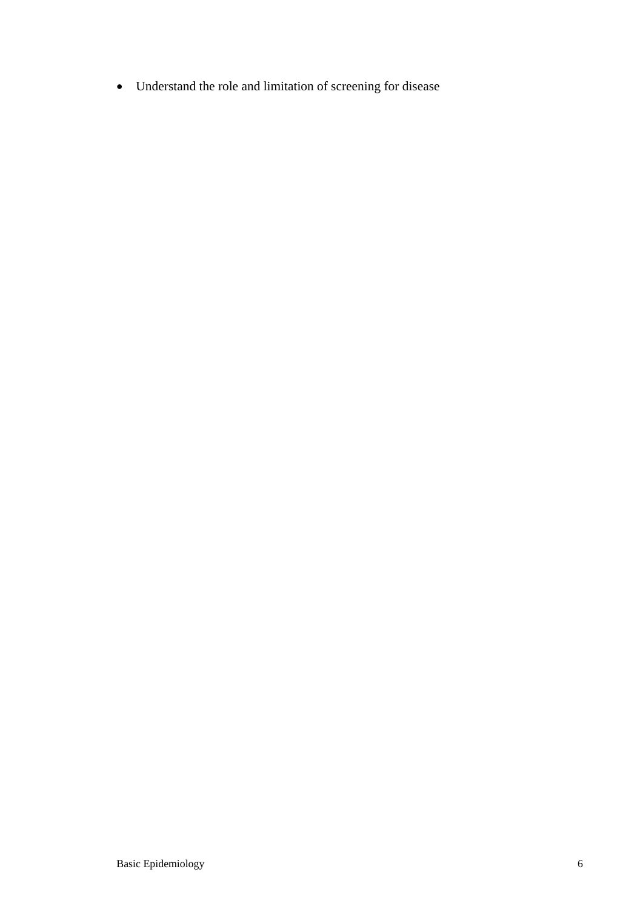- Understand the role and limitation of screening for disease